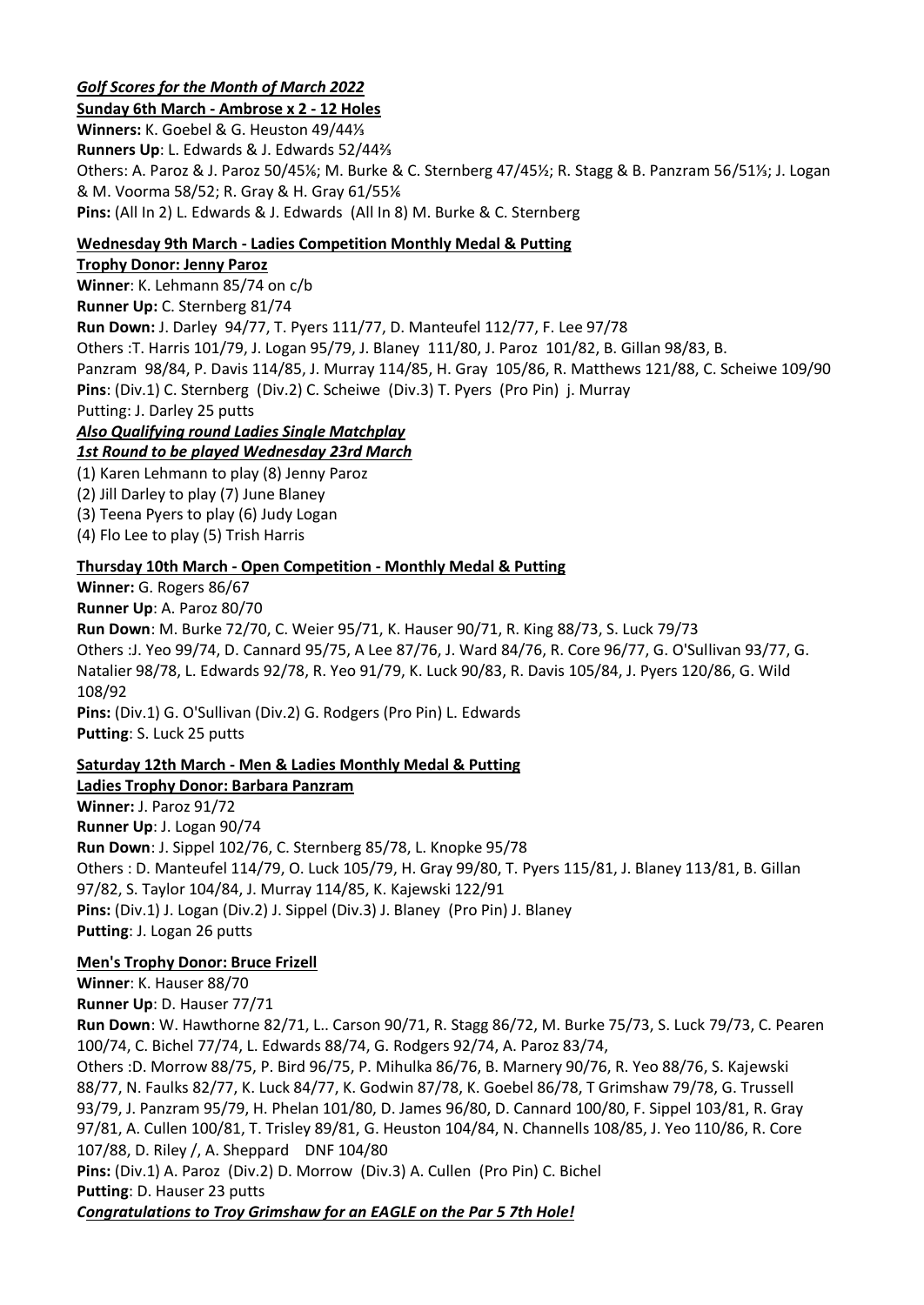***Golf Scores for the Month of March 2022***

**Sunday 6th March - Ambrose x 2 - 12 Holes**

**Winners:** K. Goebel & G. Heuston 49/44⅓

**Runners Up**: L. Edwards & J. Edwards 52/44⅔

Others: A. Paroz & J. Paroz 50/45⅙; M. Burke & C. Sternberg 47/45½; R. Stagg & B. Panzram 56/51⅓; J. Logan & M. Voorma 58/52; R. Gray & H. Gray 61/55⅙

**Pins:** (All In 2) L. Edwards & J. Edwards (All In 8) M. Burke & C. Sternberg

**Wednesday 9th March - Ladies Competition Monthly Medal & Putting**

**Trophy Donor: Jenny Paroz**

**Winner**: K. Lehmann 85/74 on c/b

**Runner Up:** C. Sternberg 81/74

**Run Down:** J. Darley 94/77, T. Pyers 111/77, D. Manteufel 112/77, F. Lee 97/78

Others :T. Harris 101/79, J. Logan 95/79, J. Blaney 111/80, J. Paroz 101/82, B. Gillan 98/83, B. Panzram 98/84, P. Davis 114/85, J. Murray 114/85, H. Gray 105/86, R. Matthews 121/88, C. Scheiwe 109/90

**Pins**: (Div.1) C. Sternberg (Div.2) C. Scheiwe (Div.3) T. Pyers (Pro Pin) j. Murray

Putting: J. Darley 25 putts

***Also Qualifying round Ladies Single Matchplay***

***1st Round to be played Wednesday 23rd March***

(1) Karen Lehmann to play (8) Jenny Paroz

(2) Jill Darley to play (7) June Blaney

(3) Teena Pyers to play (6) Judy Logan

(4) Flo Lee to play (5) Trish Harris

**Thursday 10th March - Open Competition - Monthly Medal & Putting**

**Winner:** G. Rogers 86/67

**Runner Up**: A. Paroz 80/70

**Run Down**: M. Burke 72/70, C. Weier 95/71, K. Hauser 90/71, R. King 88/73, S. Luck 79/73

Others :J. Yeo 99/74, D. Cannard 95/75, A Lee 87/76, J. Ward 84/76, R. Core 96/77, G. O'Sullivan 93/77, G. Natalier 98/78, L. Edwards 92/78, R. Yeo 91/79, K. Luck 90/83, R. Davis 105/84, J. Pyers 120/86, G. Wild 108/92

**Pins:** (Div.1) G. O'Sullivan (Div.2) G. Rodgers (Pro Pin) L. Edwards

**Putting**: S. Luck 25 putts

**Saturday 12th March - Men & Ladies Monthly Medal & Putting**

**Ladies Trophy Donor: Barbara Panzram**

**Winner:** J. Paroz 91/72

**Runner Up**: J. Logan 90/74

**Run Down**: J. Sippel 102/76, C. Sternberg 85/78, L. Knopke 95/78

Others : D. Manteufel 114/79, O. Luck 105/79, H. Gray 99/80, T. Pyers 115/81, J. Blaney 113/81, B. Gillan 97/82, S. Taylor 104/84, J. Murray 114/85, K. Kajewski 122/91

**Pins:** (Div.1) J. Logan (Div.2) J. Sippel (Div.3) J. Blaney (Pro Pin) J. Blaney

**Putting**: J. Logan 26 putts

**Men's Trophy Donor: Bruce Frizell**

**Winner**: K. Hauser 88/70

**Runner Up**: D. Hauser 77/71

**Run Down**: W. Hawthorne 82/71, L.. Carson 90/71, R. Stagg 86/72, M. Burke 75/73, S. Luck 79/73, C. Pearen 100/74, C. Bichel 77/74, L. Edwards 88/74, G. Rodgers 92/74, A. Paroz 83/74,

Others :D. Morrow 88/75, P. Bird 96/75, P. Mihulka 86/76, B. Marnery 90/76, R. Yeo 88/76, S. Kajewski 88/77, N. Faulks 82/77, K. Luck 84/77, K. Godwin 87/78, K. Goebel 86/78, T Grimshaw 79/78, G. Trussell 93/79, J. Panzram 95/79, H. Phelan 101/80, D. James 96/80, D. Cannard 100/80, F. Sippel 103/81, R. Gray 97/81, A. Cullen 100/81, T. Trisley 89/81, G. Heuston 104/84, N. Channells 108/85, J. Yeo 110/86, R. Core 107/88, D. Riley /, A. Sheppard DNF 104/80

**Pins:** (Div.1) A. Paroz (Div.2) D. Morrow (Div.3) A. Cullen (Pro Pin) C. Bichel

**Putting**: D. Hauser 23 putts

***Congratulations to Troy Grimshaw for an EAGLE on the Par 5 7th Hole!***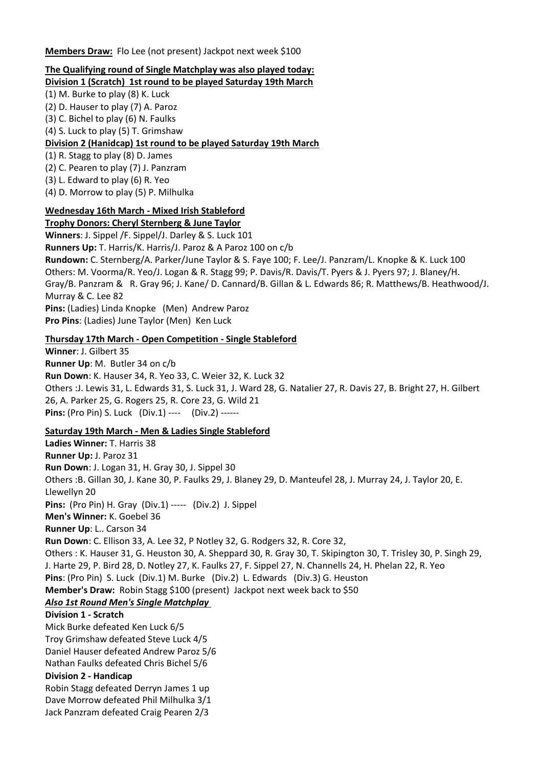**Members Draw:** Flo Lee (not present) Jackpot next week $100

**The Qualifying round of Single Matchplay was also played today:**

**Division 1 (Scratch) 1st round to be played Saturday 19th March**

(1) M. Burke to play (8) K. Luck
(2) D. Hauser to play (7) A. Paroz
(3) C. Bichel to play (6) N. Faulks
(4) S. Luck to play (5) T. Grimshaw

**Division 2 (Hanidcap) 1st round to be played Saturday 19th March**

(1) R. Stagg to play (8) D. James
(2) C. Pearen to play (7) J. Panzram
(3) L. Edward to play (6) R. Yeo
(4) D. Morrow to play (5) P. Milhulka

**Wednesday 16th March - Mixed Irish Stableford**

**Trophy Donors: Cheryl Sternberg & June Taylor**

**Winners**: J. Sippel /F. Sippel/J. Darley & S. Luck 101
**Runners Up:** T. Harris/K. Harris/J. Paroz & A Paroz 100 on c/b
**Rundown:** C. Sternberg/A. Parker/June Taylor & S. Faye 100; F. Lee/J. Panzram/L. Knopke & K. Luck 100
Others: M. Voorma/R. Yeo/J. Logan & R. Stagg 99; P. Davis/R. Davis/T. Pyers & J. Pyers 97; J. Blaney/H. Gray/B. Panzram & R. Gray 96; J. Kane/ D. Cannard/B. Gillan & L. Edwards 86; R. Matthews/B. Heathwood/J. Murray & C. Lee 82
**Pins:** (Ladies) Linda Knopke (Men) Andrew Paroz
**Pro Pins**: (Ladies) June Taylor (Men) Ken Luck

**Thursday 17th March - Open Competition - Single Stableford**

**Winner**: J. Gilbert 35
**Runner Up**: M. Butler 34 on c/b
**Run Down**: K. Hauser 34, R. Yeo 33, C. Weier 32, K. Luck 32
Others :J. Lewis 31, L. Edwards 31, S. Luck 31, J. Ward 28, G. Natalier 27, R. Davis 27, B. Bright 27, H. Gilbert 26, A. Parker 25, G. Rogers 25, R. Core 23, G. Wild 21
**Pins:** (Pro Pin) S. Luck (Div.1) ---- (Div.2) ------

**Saturday 19th March - Men & Ladies Single Stableford**

**Ladies Winner:** T. Harris 38
**Runner Up:** J. Paroz 31
**Run Down**: J. Logan 31, H. Gray 30, J. Sippel 30
Others :B. Gillan 30, J. Kane 30, P. Faulks 29, J. Blaney 29, D. Manteufel 28, J. Murray 24, J. Taylor 20, E. Llewellyn 20
**Pins:** (Pro Pin) H. Gray (Div.1) ----- (Div.2) J. Sippel
**Men's Winner:** K. Goebel 36
**Runner Up**: L.. Carson 34
**Run Down**: C. Ellison 33, A. Lee 32, P Notley 32, G. Rodgers 32, R. Core 32,
Others : K. Hauser 31, G. Heuston 30, A. Sheppard 30, R. Gray 30, T. Skipington 30, T. Trisley 30, P. Singh 29, J. Harte 29, P. Bird 28, D. Notley 27, K. Faulks 27, F. Sippel 27, N. Channells 24, H. Phelan 22, R. Yeo
**Pins**: (Pro Pin) S. Luck (Div.1) M. Burke (Div.2) L. Edwards (Div.3) G. Heuston
**Member's Draw:** Robin Stagg $100 (present) Jackpot next week back to $50

***Also 1st Round Men's Single Matchplay***

**Division 1 - Scratch**

Mick Burke defeated Ken Luck 6/5
Troy Grimshaw defeated Steve Luck 4/5
Daniel Hauser defeated Andrew Paroz 5/6
Nathan Faulks defeated Chris Bichel 5/6

**Division 2 - Handicap**

Robin Stagg defeated Derryn James 1 up
Dave Morrow defeated Phil Milhulka 3/1
Jack Panzram defeated Craig Pearen 2/3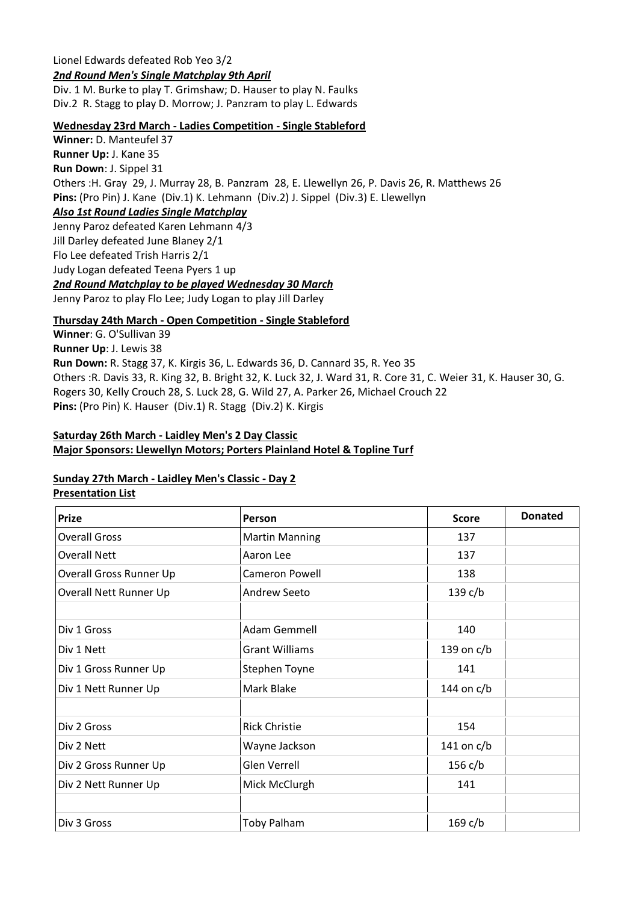Lionel Edwards defeated Rob Yeo 3/2

***2nd Round Men's Single Matchplay 9th April***

Div. 1 M. Burke to play T. Grimshaw; D. Hauser to play N. Faulks
Div.2 R. Stagg to play D. Morrow; J. Panzram to play L. Edwards

**Wednesday 23rd March - Ladies Competition - Single Stableford**

**Winner:** D. Manteufel 37
**Runner Up:** J. Kane 35
**Run Down**: J. Sippel 31
Others :H. Gray 29, J. Murray 28, B. Panzram 28, E. Llewellyn 26, P. Davis 26, R. Matthews 26
**Pins:** (Pro Pin) J. Kane (Div.1) K. Lehmann (Div.2) J. Sippel (Div.3) E. Llewellyn

***Also 1st Round Ladies Single Matchplay***

Jenny Paroz defeated Karen Lehmann 4/3
Jill Darley defeated June Blaney 2/1
Flo Lee defeated Trish Harris 2/1
Judy Logan defeated Teena Pyers 1 up

***2nd Round Matchplay to be played Wednesday 30 March***

Jenny Paroz to play Flo Lee; Judy Logan to play Jill Darley

**Thursday 24th March - Open Competition - Single Stableford**

**Winner**: G. O'Sullivan 39
**Runner Up**: J. Lewis 38
**Run Down:** R. Stagg 37, K. Kirgis 36, L. Edwards 36, D. Cannard 35, R. Yeo 35
Others :R. Davis 33, R. King 32, B. Bright 32, K. Luck 32, J. Ward 31, R. Core 31, C. Weier 31, K. Hauser 30, G. Rogers 30, Kelly Crouch 28, S. Luck 28, G. Wild 27, A. Parker 26, Michael Crouch 22
**Pins:** (Pro Pin) K. Hauser (Div.1) R. Stagg (Div.2) K. Kirgis

**Saturday 26th March - Laidley Men's 2 Day Classic**
**Major Sponsors: Llewellyn Motors; Porters Plainland Hotel & Topline Turf**

**Sunday 27th March - Laidley Men's Classic - Day 2**
**Presentation List**

| Prize | Person | Score | Donated |
|---|---|---|---|
| Overall Gross | Martin Manning | 137 | |
| Overall Nett | Aaron Lee | 137 | |
| Overall Gross Runner Up | Cameron Powell | 138 | |
| Overall Nett Runner Up | Andrew Seeto | 139 c/b | |
| | | | |
| Div 1 Gross | Adam Gemmell | 140 | |
| Div 1 Nett | Grant Williams | 139 on c/b | |
| Div 1 Gross Runner Up | Stephen Toyne | 141 | |
| Div 1 Nett Runner Up | Mark Blake | 144 on c/b | |
| | | | |
| Div 2 Gross | Rick Christie | 154 | |
| Div 2 Nett | Wayne Jackson | 141 on c/b | |
| Div 2 Gross Runner Up | Glen Verrell | 156 c/b | |
| Div 2 Nett Runner Up | Mick McClurgh | 141 | |
| | | | |
| Div 3 Gross | Toby Palham | 169 c/b | |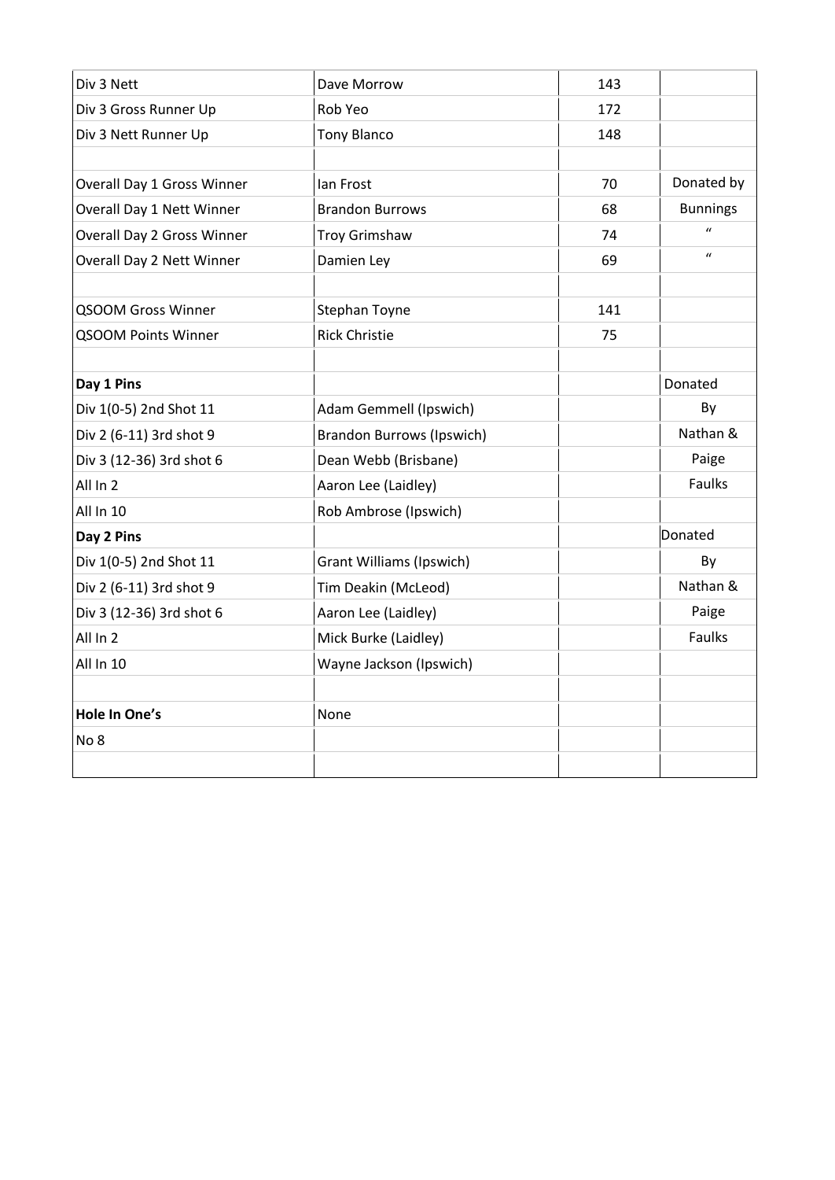| | | | |
|---|---|---|---|
| Div 3 Nett | Dave Morrow | 143 | |
| Div 3 Gross Runner Up | Rob Yeo | 172 | |
| Div 3 Nett Runner Up | Tony Blanco | 148 | |
| | | | |
| Overall Day 1 Gross Winner | Ian Frost | 70 | Donated by |
| Overall Day 1 Nett Winner | Brandon Burrows | 68 | Bunnings |
| Overall Day 2 Gross Winner | Troy Grimshaw | 74 | " |
| Overall Day 2 Nett Winner | Damien Ley | 69 | " |
| | | | |
| QSOOM Gross Winner | Stephan Toyne | 141 | |
| QSOOM Points Winner | Rick Christie | 75 | |
| | | | |
| **Day 1 Pins** | | | Donated |
| Div 1(0-5) 2nd Shot 11 | Adam Gemmell (Ipswich) | | By |
| Div 2 (6-11) 3rd shot 9 | Brandon Burrows (Ipswich) | | Nathan & |
| Div 3 (12-36) 3rd shot 6 | Dean Webb (Brisbane) | | Paige |
| All In 2 | Aaron Lee (Laidley) | | Faulks |
| All In 10 | Rob Ambrose (Ipswich) | | |
| **Day 2 Pins** | | | Donated |
| Div 1(0-5) 2nd Shot 11 | Grant Williams (Ipswich) | | By |
| Div 2 (6-11) 3rd shot 9 | Tim Deakin (McLeod) | | Nathan & |
| Div 3 (12-36) 3rd shot 6 | Aaron Lee (Laidley) | | Paige |
| All In 2 | Mick Burke (Laidley) | | Faulks |
| All In 10 | Wayne Jackson (Ipswich) | | |
| | | | |
| **Hole In One's** | None | | |
| No 8 | | | |
| | | | |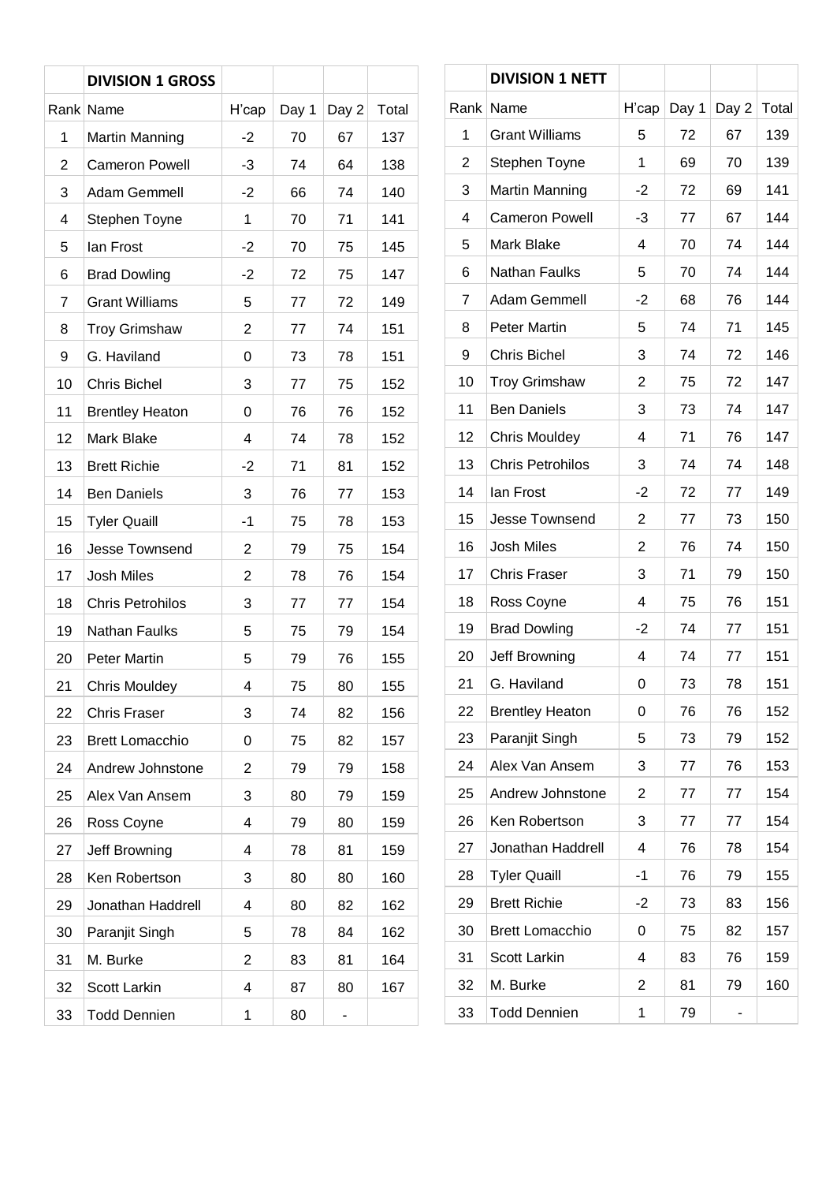| | **DIVISION 1 GROSS** | | | | |
|---|---|---|---|---|---|
| Rank | Name | H'cap | Day 1 | Day 2 | Total |
| 1 | Martin Manning | -2 | 70 | 67 | 137 |
| 2 | Cameron Powell | -3 | 74 | 64 | 138 |
| 3 | Adam Gemmell | -2 | 66 | 74 | 140 |
| 4 | Stephen Toyne | 1 | 70 | 71 | 141 |
| 5 | Ian Frost | -2 | 70 | 75 | 145 |
| 6 | Brad Dowling | -2 | 72 | 75 | 147 |
| 7 | Grant Williams | 5 | 77 | 72 | 149 |
| 8 | Troy Grimshaw | 2 | 77 | 74 | 151 |
| 9 | G. Haviland | 0 | 73 | 78 | 151 |
| 10 | Chris Bichel | 3 | 77 | 75 | 152 |
| 11 | Brentley Heaton | 0 | 76 | 76 | 152 |
| 12 | Mark Blake | 4 | 74 | 78 | 152 |
| 13 | Brett Richie | -2 | 71 | 81 | 152 |
| 14 | Ben Daniels | 3 | 76 | 77 | 153 |
| 15 | Tyler Quaill | -1 | 75 | 78 | 153 |
| 16 | Jesse Townsend | 2 | 79 | 75 | 154 |
| 17 | Josh Miles | 2 | 78 | 76 | 154 |
| 18 | Chris Petrohilos | 3 | 77 | 77 | 154 |
| 19 | Nathan Faulks | 5 | 75 | 79 | 154 |
| 20 | Peter Martin | 5 | 79 | 76 | 155 |
| 21 | Chris Mouldey | 4 | 75 | 80 | 155 |
| 22 | Chris Fraser | 3 | 74 | 82 | 156 |
| 23 | Brett Lomacchio | 0 | 75 | 82 | 157 |
| 24 | Andrew Johnstone | 2 | 79 | 79 | 158 |
| 25 | Alex Van Ansem | 3 | 80 | 79 | 159 |
| 26 | Ross Coyne | 4 | 79 | 80 | 159 |
| 27 | Jeff Browning | 4 | 78 | 81 | 159 |
| 28 | Ken Robertson | 3 | 80 | 80 | 160 |
| 29 | Jonathan Haddrell | 4 | 80 | 82 | 162 |
| 30 | Paranjit Singh | 5 | 78 | 84 | 162 |
| 31 | M. Burke | 2 | 83 | 81 | 164 |
| 32 | Scott Larkin | 4 | 87 | 80 | 167 |
| 33 | Todd Dennien | 1 | 80 | - | |

| | **DIVISION 1 NETT** | | | | |
|---|---|---|---|---|---|
| Rank | Name | H'cap | Day 1 | Day 2 | Total |
| 1 | Grant Williams | 5 | 72 | 67 | 139 |
| 2 | Stephen Toyne | 1 | 69 | 70 | 139 |
| 3 | Martin Manning | -2 | 72 | 69 | 141 |
| 4 | Cameron Powell | -3 | 77 | 67 | 144 |
| 5 | Mark Blake | 4 | 70 | 74 | 144 |
| 6 | Nathan Faulks | 5 | 70 | 74 | 144 |
| 7 | Adam Gemmell | -2 | 68 | 76 | 144 |
| 8 | Peter Martin | 5 | 74 | 71 | 145 |
| 9 | Chris Bichel | 3 | 74 | 72 | 146 |
| 10 | Troy Grimshaw | 2 | 75 | 72 | 147 |
| 11 | Ben Daniels | 3 | 73 | 74 | 147 |
| 12 | Chris Mouldey | 4 | 71 | 76 | 147 |
| 13 | Chris Petrohilos | 3 | 74 | 74 | 148 |
| 14 | Ian Frost | -2 | 72 | 77 | 149 |
| 15 | Jesse Townsend | 2 | 77 | 73 | 150 |
| 16 | Josh Miles | 2 | 76 | 74 | 150 |
| 17 | Chris Fraser | 3 | 71 | 79 | 150 |
| 18 | Ross Coyne | 4 | 75 | 76 | 151 |
| 19 | Brad Dowling | -2 | 74 | 77 | 151 |
| 20 | Jeff Browning | 4 | 74 | 77 | 151 |
| 21 | G. Haviland | 0 | 73 | 78 | 151 |
| 22 | Brentley Heaton | 0 | 76 | 76 | 152 |
| 23 | Paranjit Singh | 5 | 73 | 79 | 152 |
| 24 | Alex Van Ansem | 3 | 77 | 76 | 153 |
| 25 | Andrew Johnstone | 2 | 77 | 77 | 154 |
| 26 | Ken Robertson | 3 | 77 | 77 | 154 |
| 27 | Jonathan Haddrell | 4 | 76 | 78 | 154 |
| 28 | Tyler Quaill | -1 | 76 | 79 | 155 |
| 29 | Brett Richie | -2 | 73 | 83 | 156 |
| 30 | Brett Lomacchio | 0 | 75 | 82 | 157 |
| 31 | Scott Larkin | 4 | 83 | 76 | 159 |
| 32 | M. Burke | 2 | 81 | 79 | 160 |
| 33 | Todd Dennien | 1 | 79 | - | |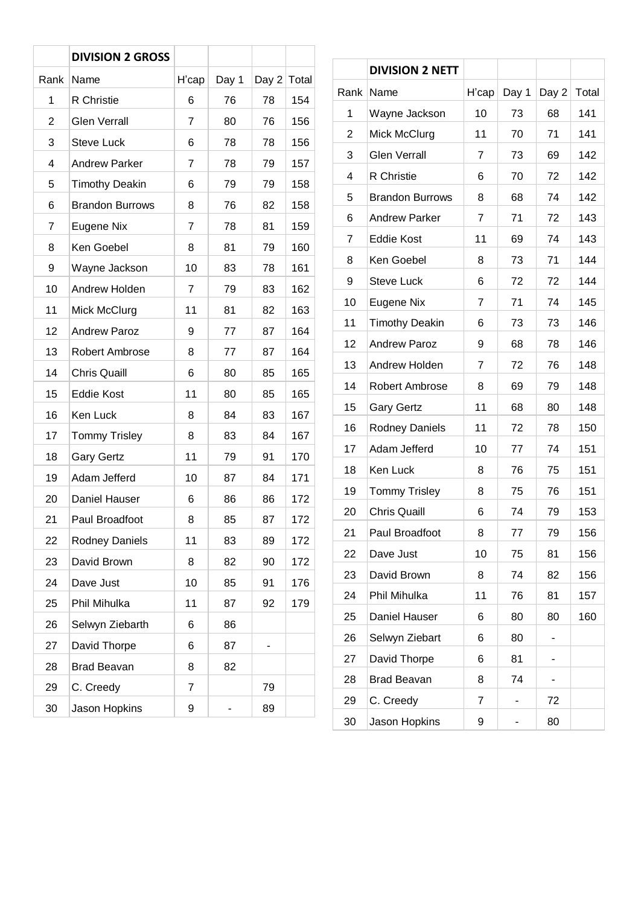| | DIVISION 2 GROSS | | | | |
|---|---|---|---|---|---|
| Rank | Name | H'cap | Day 1 | Day 2 | Total |
| 1 | R Christie | 6 | 76 | 78 | 154 |
| 2 | Glen Verrall | 7 | 80 | 76 | 156 |
| 3 | Steve Luck | 6 | 78 | 78 | 156 |
| 4 | Andrew Parker | 7 | 78 | 79 | 157 |
| 5 | Timothy Deakin | 6 | 79 | 79 | 158 |
| 6 | Brandon Burrows | 8 | 76 | 82 | 158 |
| 7 | Eugene Nix | 7 | 78 | 81 | 159 |
| 8 | Ken Goebel | 8 | 81 | 79 | 160 |
| 9 | Wayne Jackson | 10 | 83 | 78 | 161 |
| 10 | Andrew Holden | 7 | 79 | 83 | 162 |
| 11 | Mick McClurg | 11 | 81 | 82 | 163 |
| 12 | Andrew Paroz | 9 | 77 | 87 | 164 |
| 13 | Robert Ambrose | 8 | 77 | 87 | 164 |
| 14 | Chris Quaill | 6 | 80 | 85 | 165 |
| 15 | Eddie Kost | 11 | 80 | 85 | 165 |
| 16 | Ken Luck | 8 | 84 | 83 | 167 |
| 17 | Tommy Trisley | 8 | 83 | 84 | 167 |
| 18 | Gary Gertz | 11 | 79 | 91 | 170 |
| 19 | Adam Jefferd | 10 | 87 | 84 | 171 |
| 20 | Daniel Hauser | 6 | 86 | 86 | 172 |
| 21 | Paul Broadfoot | 8 | 85 | 87 | 172 |
| 22 | Rodney Daniels | 11 | 83 | 89 | 172 |
| 23 | David Brown | 8 | 82 | 90 | 172 |
| 24 | Dave Just | 10 | 85 | 91 | 176 |
| 25 | Phil Mihulka | 11 | 87 | 92 | 179 |
| 26 | Selwyn Ziebarth | 6 | 86 | | |
| 27 | David Thorpe | 6 | 87 | - | |
| 28 | Brad Beavan | 8 | 82 | | |
| 29 | C. Creedy | 7 | | 79 | |
| 30 | Jason Hopkins | 9 | - | 89 | |

| | DIVISION 2 NETT | | | | |
|---|---|---|---|---|---|
| Rank | Name | H'cap | Day 1 | Day 2 | Total |
| 1 | Wayne Jackson | 10 | 73 | 68 | 141 |
| 2 | Mick McClurg | 11 | 70 | 71 | 141 |
| 3 | Glen Verrall | 7 | 73 | 69 | 142 |
| 4 | R Christie | 6 | 70 | 72 | 142 |
| 5 | Brandon Burrows | 8 | 68 | 74 | 142 |
| 6 | Andrew Parker | 7 | 71 | 72 | 143 |
| 7 | Eddie Kost | 11 | 69 | 74 | 143 |
| 8 | Ken Goebel | 8 | 73 | 71 | 144 |
| 9 | Steve Luck | 6 | 72 | 72 | 144 |
| 10 | Eugene Nix | 7 | 71 | 74 | 145 |
| 11 | Timothy Deakin | 6 | 73 | 73 | 146 |
| 12 | Andrew Paroz | 9 | 68 | 78 | 146 |
| 13 | Andrew Holden | 7 | 72 | 76 | 148 |
| 14 | Robert Ambrose | 8 | 69 | 79 | 148 |
| 15 | Gary Gertz | 11 | 68 | 80 | 148 |
| 16 | Rodney Daniels | 11 | 72 | 78 | 150 |
| 17 | Adam Jefferd | 10 | 77 | 74 | 151 |
| 18 | Ken Luck | 8 | 76 | 75 | 151 |
| 19 | Tommy Trisley | 8 | 75 | 76 | 151 |
| 20 | Chris Quaill | 6 | 74 | 79 | 153 |
| 21 | Paul Broadfoot | 8 | 77 | 79 | 156 |
| 22 | Dave Just | 10 | 75 | 81 | 156 |
| 23 | David Brown | 8 | 74 | 82 | 156 |
| 24 | Phil Mihulka | 11 | 76 | 81 | 157 |
| 25 | Daniel Hauser | 6 | 80 | 80 | 160 |
| 26 | Selwyn Ziebart | 6 | 80 | - | |
| 27 | David Thorpe | 6 | 81 | - | |
| 28 | Brad Beavan | 8 | 74 | - | |
| 29 | C. Creedy | 7 | - | 72 | |
| 30 | Jason Hopkins | 9 | - | 80 | |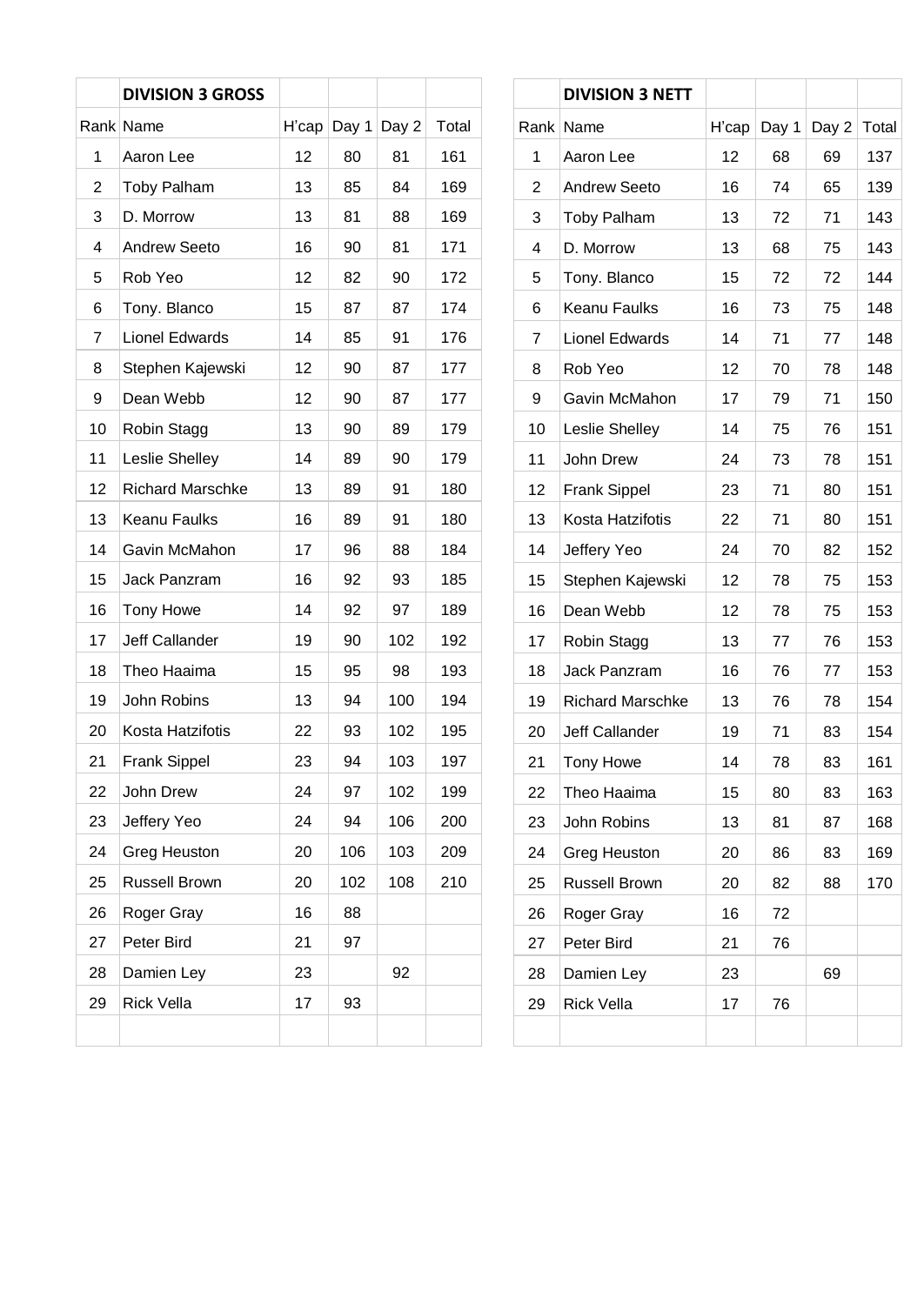| | DIVISION 3 GROSS | | | | |
|---|---|---|---|---|---|
| Rank | Name | H'cap | Day 1 | Day 2 | Total |
| 1 | Aaron Lee | 12 | 80 | 81 | 161 |
| 2 | Toby Palham | 13 | 85 | 84 | 169 |
| 3 | D. Morrow | 13 | 81 | 88 | 169 |
| 4 | Andrew Seeto | 16 | 90 | 81 | 171 |
| 5 | Rob Yeo | 12 | 82 | 90 | 172 |
| 6 | Tony. Blanco | 15 | 87 | 87 | 174 |
| 7 | Lionel Edwards | 14 | 85 | 91 | 176 |
| 8 | Stephen Kajewski | 12 | 90 | 87 | 177 |
| 9 | Dean Webb | 12 | 90 | 87 | 177 |
| 10 | Robin Stagg | 13 | 90 | 89 | 179 |
| 11 | Leslie Shelley | 14 | 89 | 90 | 179 |
| 12 | Richard Marschke | 13 | 89 | 91 | 180 |
| 13 | Keanu Faulks | 16 | 89 | 91 | 180 |
| 14 | Gavin McMahon | 17 | 96 | 88 | 184 |
| 15 | Jack Panzram | 16 | 92 | 93 | 185 |
| 16 | Tony Howe | 14 | 92 | 97 | 189 |
| 17 | Jeff Callander | 19 | 90 | 102 | 192 |
| 18 | Theo Haaima | 15 | 95 | 98 | 193 |
| 19 | John Robins | 13 | 94 | 100 | 194 |
| 20 | Kosta Hatzifotis | 22 | 93 | 102 | 195 |
| 21 | Frank Sippel | 23 | 94 | 103 | 197 |
| 22 | John Drew | 24 | 97 | 102 | 199 |
| 23 | Jeffery Yeo | 24 | 94 | 106 | 200 |
| 24 | Greg Heuston | 20 | 106 | 103 | 209 |
| 25 | Russell Brown | 20 | 102 | 108 | 210 |
| 26 | Roger Gray | 16 | 88 | | |
| 27 | Peter Bird | 21 | 97 | | |
| 28 | Damien Ley | 23 | | 92 | |
| 29 | Rick Vella | 17 | 93 | | |

| | DIVISION 3 NETT | | | | |
|---|---|---|---|---|---|
| Rank | Name | H'cap | Day 1 | Day 2 | Total |
| 1 | Aaron Lee | 12 | 68 | 69 | 137 |
| 2 | Andrew Seeto | 16 | 74 | 65 | 139 |
| 3 | Toby Palham | 13 | 72 | 71 | 143 |
| 4 | D. Morrow | 13 | 68 | 75 | 143 |
| 5 | Tony. Blanco | 15 | 72 | 72 | 144 |
| 6 | Keanu Faulks | 16 | 73 | 75 | 148 |
| 7 | Lionel Edwards | 14 | 71 | 77 | 148 |
| 8 | Rob Yeo | 12 | 70 | 78 | 148 |
| 9 | Gavin McMahon | 17 | 79 | 71 | 150 |
| 10 | Leslie Shelley | 14 | 75 | 76 | 151 |
| 11 | John Drew | 24 | 73 | 78 | 151 |
| 12 | Frank Sippel | 23 | 71 | 80 | 151 |
| 13 | Kosta Hatzifotis | 22 | 71 | 80 | 151 |
| 14 | Jeffery Yeo | 24 | 70 | 82 | 152 |
| 15 | Stephen Kajewski | 12 | 78 | 75 | 153 |
| 16 | Dean Webb | 12 | 78 | 75 | 153 |
| 17 | Robin Stagg | 13 | 77 | 76 | 153 |
| 18 | Jack Panzram | 16 | 76 | 77 | 153 |
| 19 | Richard Marschke | 13 | 76 | 78 | 154 |
| 20 | Jeff Callander | 19 | 71 | 83 | 154 |
| 21 | Tony Howe | 14 | 78 | 83 | 161 |
| 22 | Theo Haaima | 15 | 80 | 83 | 163 |
| 23 | John Robins | 13 | 81 | 87 | 168 |
| 24 | Greg Heuston | 20 | 86 | 83 | 169 |
| 25 | Russell Brown | 20 | 82 | 88 | 170 |
| 26 | Roger Gray | 16 | 72 | | |
| 27 | Peter Bird | 21 | 76 | | |
| 28 | Damien Ley | 23 | | 69 | |
| 29 | Rick Vella | 17 | 76 | | |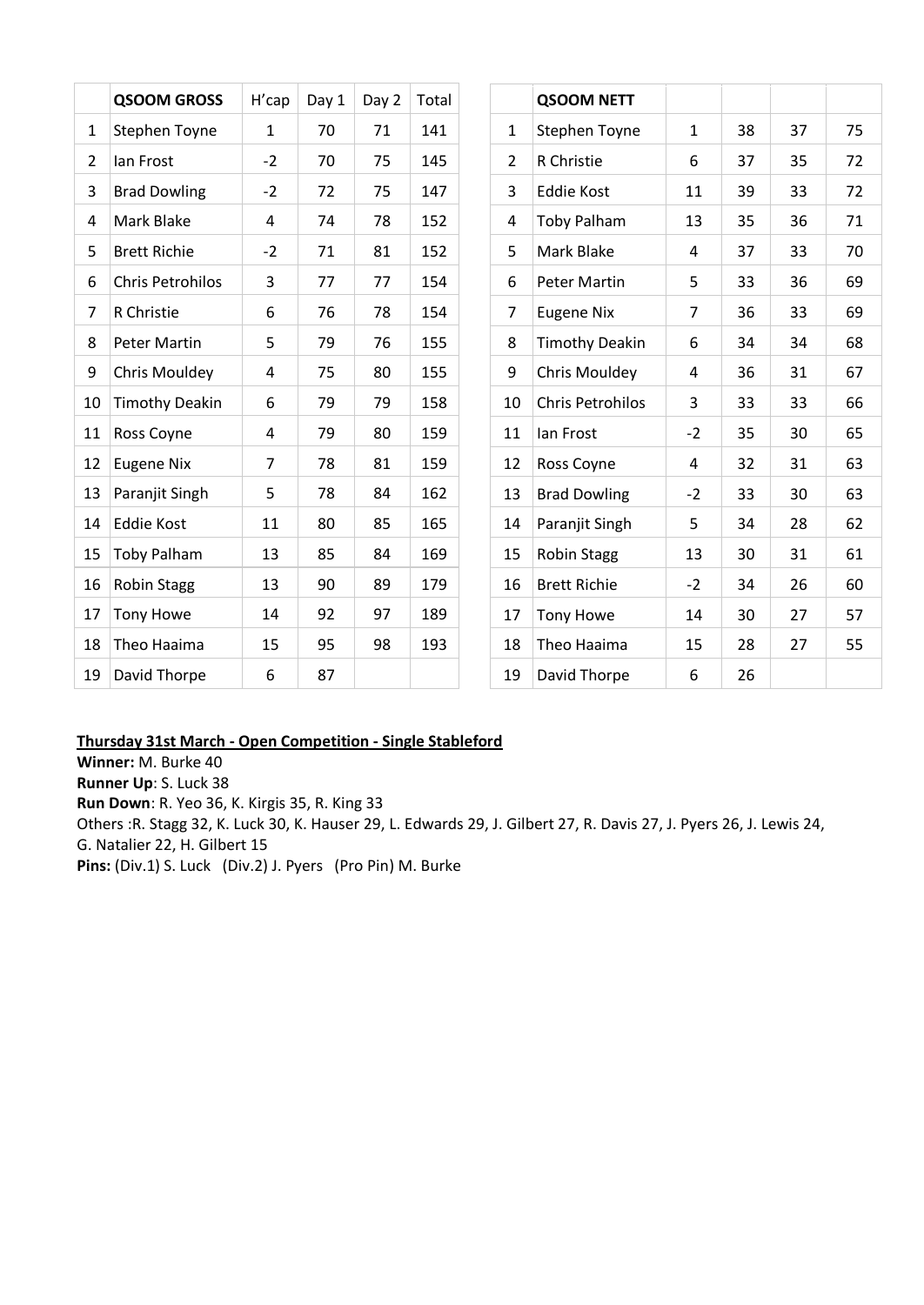| | QSOOM GROSS | H'cap | Day 1 | Day 2 | Total |
|---|---|---|---|---|---|
| 1 | Stephen Toyne | 1 | 70 | 71 | 141 |
| 2 | Ian Frost | -2 | 70 | 75 | 145 |
| 3 | Brad Dowling | -2 | 72 | 75 | 147 |
| 4 | Mark Blake | 4 | 74 | 78 | 152 |
| 5 | Brett Richie | -2 | 71 | 81 | 152 |
| 6 | Chris Petrohilos | 3 | 77 | 77 | 154 |
| 7 | R Christie | 6 | 76 | 78 | 154 |
| 8 | Peter Martin | 5 | 79 | 76 | 155 |
| 9 | Chris Mouldey | 4 | 75 | 80 | 155 |
| 10 | Timothy Deakin | 6 | 79 | 79 | 158 |
| 11 | Ross Coyne | 4 | 79 | 80 | 159 |
| 12 | Eugene Nix | 7 | 78 | 81 | 159 |
| 13 | Paranjit Singh | 5 | 78 | 84 | 162 |
| 14 | Eddie Kost | 11 | 80 | 85 | 165 |
| 15 | Toby Palham | 13 | 85 | 84 | 169 |
| 16 | Robin Stagg | 13 | 90 | 89 | 179 |
| 17 | Tony Howe | 14 | 92 | 97 | 189 |
| 18 | Theo Haaima | 15 | 95 | 98 | 193 |
| 19 | David Thorpe | 6 | 87 | | |

| | QSOOM NETT | | | | |
|---|---|---|---|---|---|
| 1 | Stephen Toyne | 1 | 38 | 37 | 75 |
| 2 | R Christie | 6 | 37 | 35 | 72 |
| 3 | Eddie Kost | 11 | 39 | 33 | 72 |
| 4 | Toby Palham | 13 | 35 | 36 | 71 |
| 5 | Mark Blake | 4 | 37 | 33 | 70 |
| 6 | Peter Martin | 5 | 33 | 36 | 69 |
| 7 | Eugene Nix | 7 | 36 | 33 | 69 |
| 8 | Timothy Deakin | 6 | 34 | 34 | 68 |
| 9 | Chris Mouldey | 4 | 36 | 31 | 67 |
| 10 | Chris Petrohilos | 3 | 33 | 33 | 66 |
| 11 | Ian Frost | -2 | 35 | 30 | 65 |
| 12 | Ross Coyne | 4 | 32 | 31 | 63 |
| 13 | Brad Dowling | -2 | 33 | 30 | 63 |
| 14 | Paranjit Singh | 5 | 34 | 28 | 62 |
| 15 | Robin Stagg | 13 | 30 | 31 | 61 |
| 16 | Brett Richie | -2 | 34 | 26 | 60 |
| 17 | Tony Howe | 14 | 30 | 27 | 57 |
| 18 | Theo Haaima | 15 | 28 | 27 | 55 |
| 19 | David Thorpe | 6 | 26 | | |

**Thursday 31st March - Open Competition - Single Stableford**

**Winner:** M. Burke 40
**Runner Up**: S. Luck 38
**Run Down**: R. Yeo 36, K. Kirgis 35, R. King 33
Others :R. Stagg 32, K. Luck 30, K. Hauser 29, L. Edwards 29, J. Gilbert 27, R. Davis 27, J. Pyers 26, J. Lewis 24, G. Natalier 22, H. Gilbert 15
**Pins:** (Div.1) S. Luck (Div.2) J. Pyers (Pro Pin) M. Burke